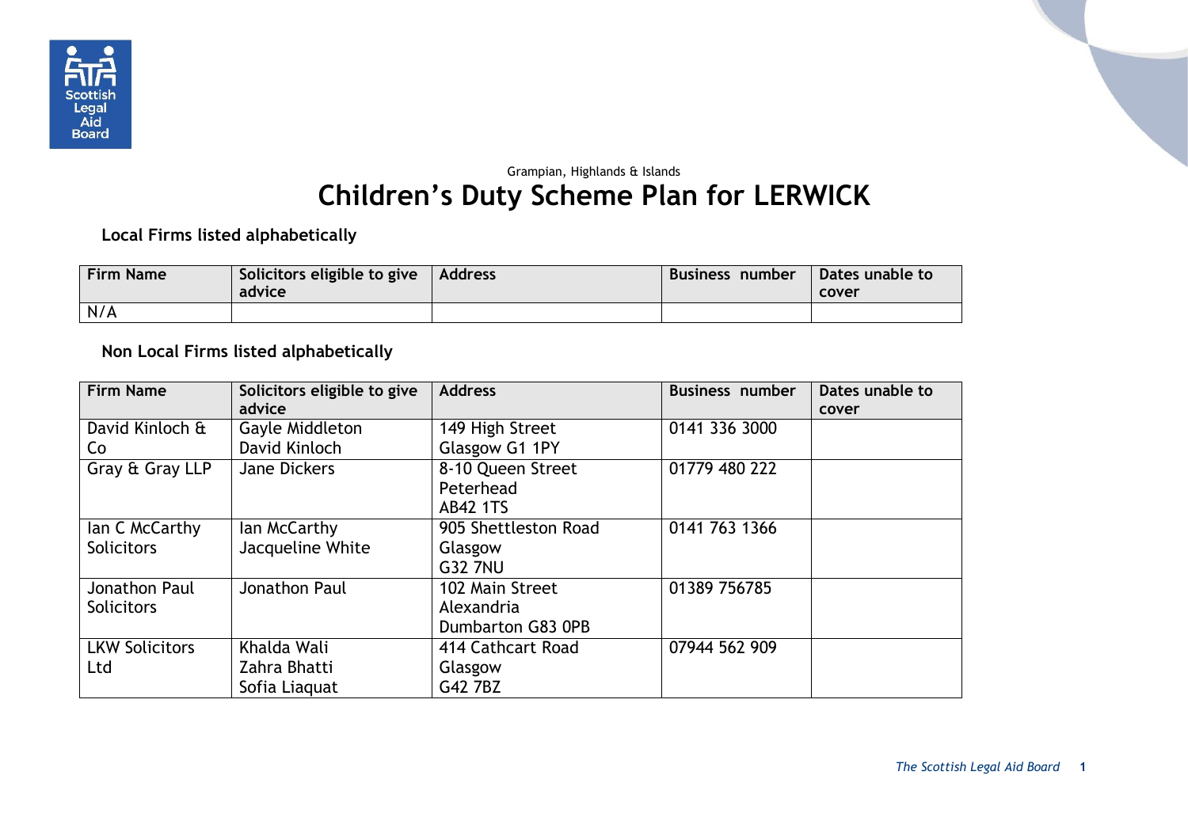Grampian, Highlands & Islands

# Children's Duty Scheme Plan for LERWICK

**Local Firms listed alphabetically**

| Firm Name | Solicitors eligible to give advice | Address | Business number | Dates unable to cover |
|---|---|---|---|---|
| N/A | | | | |

**Non Local Firms listed alphabetically**

| Firm Name | Solicitors eligible to give advice | Address | Business number | Dates unable to cover |
|---|---|---|---|---|
| David Kinloch & Co | Gayle Middleton<br>David Kinloch | 149 High Street<br>Glasgow G1 1PY | 0141 336 3000 | |
| Gray & Gray LLP | Jane Dickers | 8-10 Queen Street<br>Peterhead<br>AB42 1TS | 01779 480 222 | |
| Ian C McCarthy Solicitors | Ian McCarthy<br>Jacqueline White | 905 Shettleston Road<br>Glasgow<br>G32 7NU | 0141 763 1366 | |
| Jonathon Paul Solicitors | Jonathon Paul | 102 Main Street<br>Alexandria<br>Dumbarton G83 0PB | 01389 756785 | |
| LKW Solicitors Ltd | Khalda Wali<br>Zahra Bhatti<br>Sofia Liaquat | 414 Cathcart Road<br>Glasgow<br>G42 7BZ | 07944 562 909 | |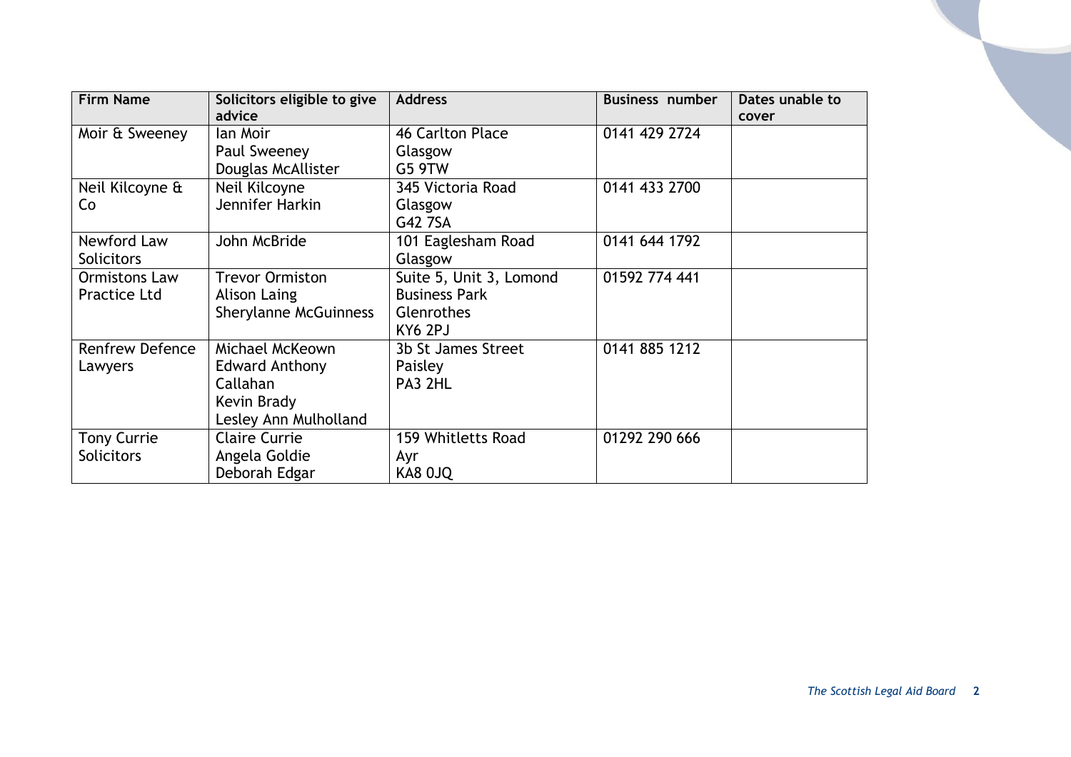| Firm Name | Solicitors eligible to give advice | Address | Business number | Dates unable to cover |
|---|---|---|---|---|
| Moir & Sweeney | Ian Moir<br>Paul Sweeney<br>Douglas McAllister | 46 Carlton Place<br>Glasgow<br>G5 9TW | 0141 429 2724 | |
| Neil Kilcoyne & Co | Neil Kilcoyne<br>Jennifer Harkin | 345 Victoria Road<br>Glasgow<br>G42 7SA | 0141 433 2700 | |
| Newford Law Solicitors | John McBride | 101 Eaglesham Road<br>Glasgow | 0141 644 1792 | |
| Ormistons Law Practice Ltd | Trevor Ormiston<br>Alison Laing<br>Sherylanne McGuinness | Suite 5, Unit 3, Lomond Business Park<br>Glenrothes<br>KY6 2PJ | 01592 774 441 | |
| Renfrew Defence Lawyers | Michael McKeown<br>Edward Anthony Callahan<br>Kevin Brady<br>Lesley Ann Mulholland | 3b St James Street<br>Paisley<br>PA3 2HL | 0141 885 1212 | |
| Tony Currie Solicitors | Claire Currie<br>Angela Goldie<br>Deborah Edgar | 159 Whitletts Road<br>Ayr<br>KA8 0JQ | 01292 290 666 | |